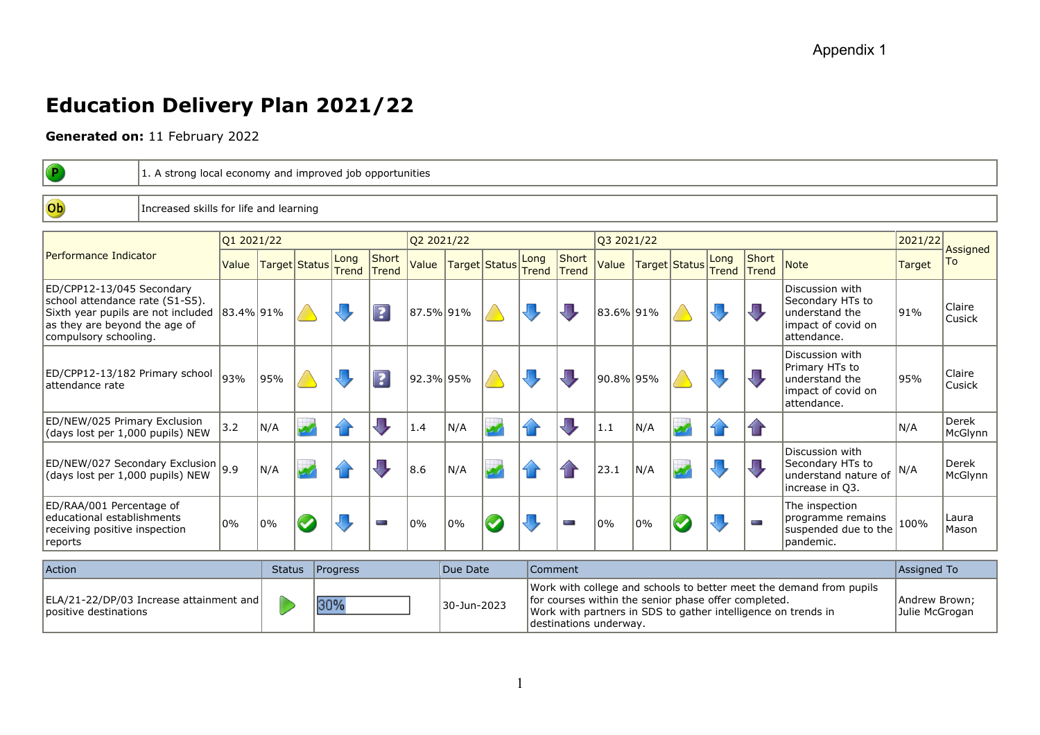Appendix 1

# Education Delivery Plan 2021/22

**Generated on:** 11 February 2022

| P | 1. A strong local economy and improved job opportunities |
|---|---|

| Ob | Increased skills for life and learning |
|---|---|

| Performance Indicator | Q1 2021/22 | | | | | Q2 2021/22 | | | | | Q3 2021/22 | | | | | | 2021/22 | Assigned To |
|---|---|---|---|---|---|---|---|---|---|---|---|---|---|---|---|---|---|---|
| | Value | Target | Status | Long Trend | Short Trend | Value | Target | Status | Long Trend | Short Trend | Value | Target | Status | Long Trend | Short Trend | Note | Target | |
| ED/CPP12-13/045 Secondary school attendance rate (S1-S5). Sixth year pupils are not included as they are beyond the age of compulsory schooling. | 83.4% | 91% | Warning | Down | ? | 87.5% | 91% | Warning | Down | Down | 83.6% | 91% | Warning | Down | Down | Discussion with Secondary HTs to understand the impact of covid on attendance. | 91% | Claire Cusick |
| ED/CPP12-13/182 Primary school attendance rate | 93% | 95% | Warning | Down | ? | 92.3% | 95% | Warning | Down | Down | 90.8% | 95% | Warning | Down | Down | Discussion with Primary HTs to understand the impact of covid on attendance. | 95% | Claire Cusick |
| ED/NEW/025 Primary Exclusion (days lost per 1,000 pupils) NEW | 3.2 | N/A | Data only | Up | Down | 1.4 | N/A | Data only | Up | Down | 1.1 | N/A | Data only | Up | Up | | N/A | Derek McGlynn |
| ED/NEW/027 Secondary Exclusion (days lost per 1,000 pupils) NEW | 9.9 | N/A | Data only | Up | Down | 8.6 | N/A | Data only | Up | Up | 23.1 | N/A | Data only | Down | Down | Discussion with Secondary HTs to understand nature of increase in Q3. | N/A | Derek McGlynn |
| ED/RAA/001 Percentage of educational establishments receiving positive inspection reports | 0% | 0% | OK | Down | No change | 0% | 0% | OK | Down | No change | 0% | 0% | OK | Down | No change | The inspection programme remains suspended due to the pandemic. | 100% | Laura Mason |

| Action | Status | Progress | Due Date | Comment | Assigned To |
|---|---|---|---|---|---|
| ELA/21-22/DP/03 Increase attainment and positive destinations | In progress | 30% | 30-Jun-2023 | Work with college and schools to better meet the demand from pupils for courses within the senior phase offer completed.<br>Work with partners in SDS to gather intelligence on trends in destinations underway. | Andrew Brown; Julie McGrogan |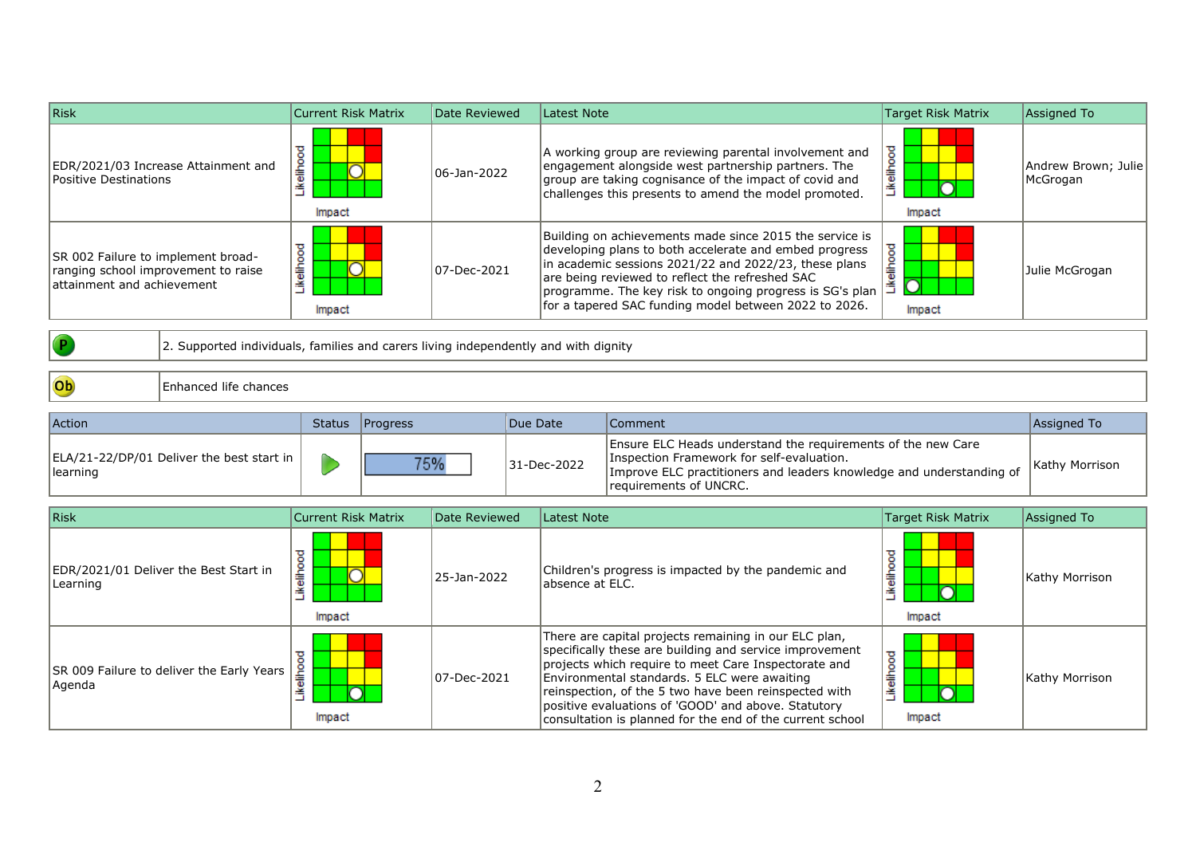| Risk | Current Risk Matrix | Date Reviewed | Latest Note | Target Risk Matrix | Assigned To |
|---|---|---|---|---|---|
| EDR/2021/03 Increase Attainment and Positive Destinations | Likelihood / Impact | 06-Jan-2022 | A working group are reviewing parental involvement and engagement alongside west partnership partners. The group are taking cognisance of the impact of covid and challenges this presents to amend the model promoted. | Likelihood / Impact | Andrew Brown; Julie McGrogan |
| SR 002 Failure to implement broad-ranging school improvement to raise attainment and achievement | Likelihood / Impact | 07-Dec-2021 | Building on achievements made since 2015 the service is developing plans to both accelerate and embed progress in academic sessions 2021/22 and 2022/23, these plans are being reviewed to reflect the refreshed SAC programme. The key risk to ongoing progress is SG's plan for a tapered SAC funding model between 2022 to 2026. | Likelihood / Impact | Julie McGrogan |

| P | 2. Supported individuals, families and carers living independently and with dignity |
|---|---|

| Ob | Enhanced life chances |
|---|---|

| Action | Status | Progress | Due Date | Comment | Assigned To |
|---|---|---|---|---|---|
| ELA/21-22/DP/01 Deliver the best start in learning | | 75% | 31-Dec-2022 | Ensure ELC Heads understand the requirements of the new Care Inspection Framework for self-evaluation. Improve ELC practitioners and leaders knowledge and understanding of requirements of UNCRC. | Kathy Morrison |

| Risk | Current Risk Matrix | Date Reviewed | Latest Note | Target Risk Matrix | Assigned To |
|---|---|---|---|---|---|
| EDR/2021/01 Deliver the Best Start in Learning | Likelihood / Impact | 25-Jan-2022 | Children's progress is impacted by the pandemic and absence at ELC. | Likelihood / Impact | Kathy Morrison |
| SR 009 Failure to deliver the Early Years Agenda | Likelihood / Impact | 07-Dec-2021 | There are capital projects remaining in our ELC plan, specifically these are building and service improvement projects which require to meet Care Inspectorate and Environmental standards. 5 ELC were awaiting reinspection, of the 5 two have been reinspected with positive evaluations of 'GOOD' and above. Statutory consultation is planned for the end of the current school | Likelihood / Impact | Kathy Morrison |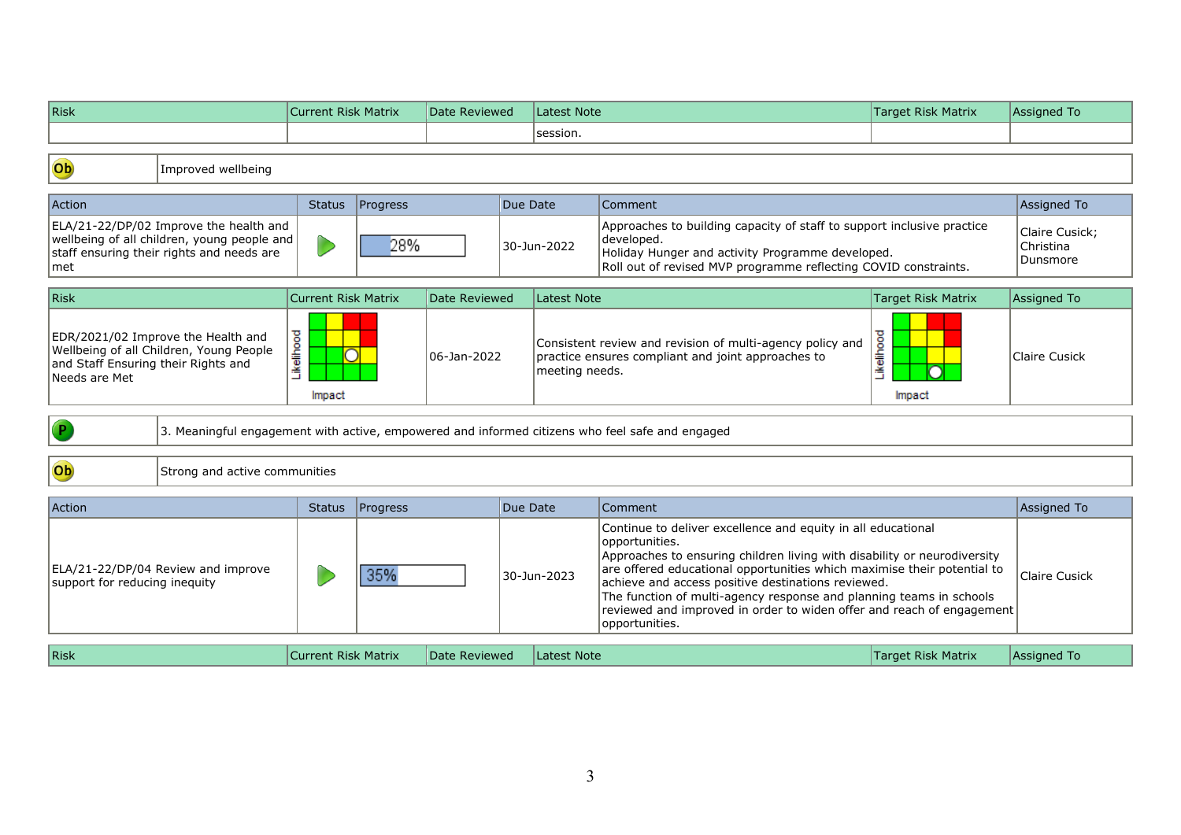| Risk | Current Risk Matrix | Date Reviewed | Latest Note | Target Risk Matrix | Assigned To |
|---|---|---|---|---|---|
| | | | session. | | |

| Ob | Improved wellbeing |
|---|---|

| Action | Status | Progress | Due Date | Comment | Assigned To |
|---|---|---|---|---|---|
| ELA/21-22/DP/02 Improve the health and wellbeing of all children, young people and staff ensuring their rights and needs are met | | 28% | 30-Jun-2022 | Approaches to building capacity of staff to support inclusive practice developed.<br>Holiday Hunger and activity Programme developed.<br>Roll out of revised MVP programme reflecting COVID constraints. | Claire Cusick; Christina Dunsmore |

| Risk | Current Risk Matrix | Date Reviewed | Latest Note | Target Risk Matrix | Assigned To |
|---|---|---|---|---|---|
| EDR/2021/02 Improve the Health and Wellbeing of all Children, Young People and Staff Ensuring their Rights and Needs are Met | Likelihood / Impact | 06-Jan-2022 | Consistent review and revision of multi-agency policy and practice ensures compliant and joint approaches to meeting needs. | Likelihood / Impact | Claire Cusick |

| P | 3. Meaningful engagement with active, empowered and informed citizens who feel safe and engaged |
|---|---|

| Ob | Strong and active communities |
|---|---|

| Action | Status | Progress | Due Date | Comment | Assigned To |
|---|---|---|---|---|---|
| ELA/21-22/DP/04 Review and improve support for reducing inequity | | 35% | 30-Jun-2023 | Continue to deliver excellence and equity in all educational opportunities.<br>Approaches to ensuring children living with disability or neurodiversity are offered educational opportunities which maximise their potential to achieve and access positive destinations reviewed.<br>The function of multi-agency response and planning teams in schools reviewed and improved in order to widen offer and reach of engagement opportunities. | Claire Cusick |

| Risk | Current Risk Matrix | Date Reviewed | Latest Note | Target Risk Matrix | Assigned To |
|---|---|---|---|---|---|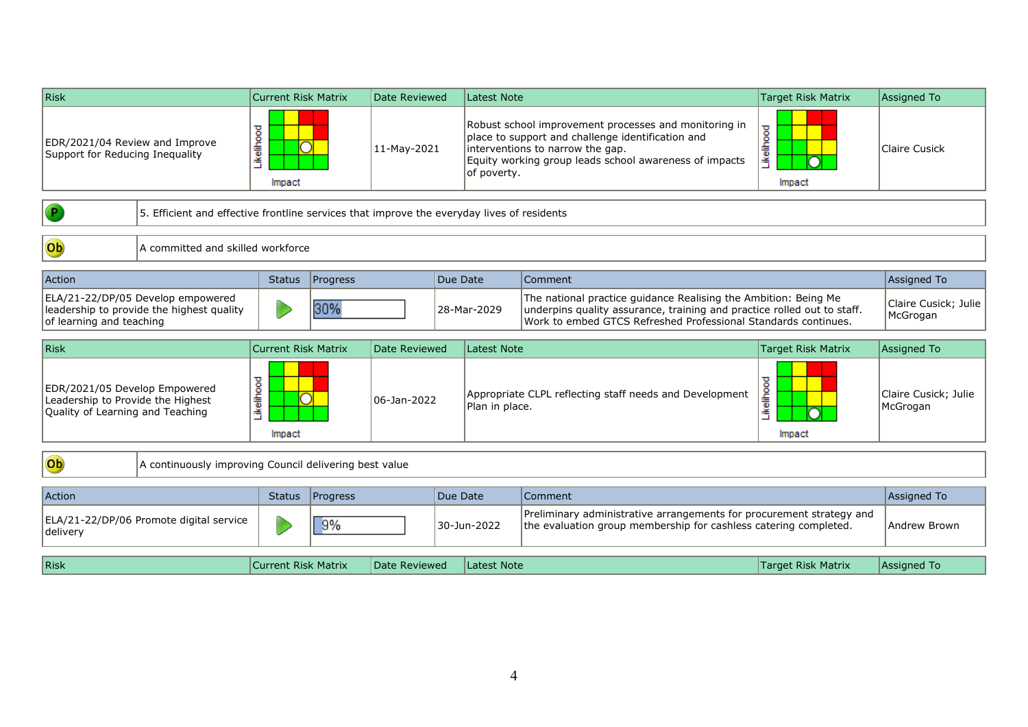| Risk | Current Risk Matrix | Date Reviewed | Latest Note | Target Risk Matrix | Assigned To |
|---|---|---|---|---|---|
| EDR/2021/04 Review and Improve Support for Reducing Inequality | | 11-May-2021 | Robust school improvement processes and monitoring in place to support and challenge identification and interventions to narrow the gap. Equity working group leads school awareness of impacts of poverty. | | Claire Cusick |

| P | 5. Efficient and effective frontline services that improve the everyday lives of residents |
|---|---|

| Ob | A committed and skilled workforce |
|---|---|

| Action | Status | Progress | Due Date | Comment | Assigned To |
|---|---|---|---|---|---|
| ELA/21-22/DP/05 Develop empowered leadership to provide the highest quality of learning and teaching | | 30% | 28-Mar-2029 | The national practice guidance Realising the Ambition: Being Me underpins quality assurance, training and practice rolled out to staff. Work to embed GTCS Refreshed Professional Standards continues. | Claire Cusick; Julie McGrogan |

| Risk | Current Risk Matrix | Date Reviewed | Latest Note | Target Risk Matrix | Assigned To |
|---|---|---|---|---|---|
| EDR/2021/05 Develop Empowered Leadership to Provide the Highest Quality of Learning and Teaching | | 06-Jan-2022 | Appropriate CLPL reflecting staff needs and Development Plan in place. | | Claire Cusick; Julie McGrogan |

| Ob | A continuously improving Council delivering best value |
|---|---|

| Action | Status | Progress | Due Date | Comment | Assigned To |
|---|---|---|---|---|---|
| ELA/21-22/DP/06 Promote digital service delivery | | 9% | 30-Jun-2022 | Preliminary administrative arrangements for procurement strategy and the evaluation group membership for cashless catering completed. | Andrew Brown |

| Risk | Current Risk Matrix | Date Reviewed | Latest Note | Target Risk Matrix | Assigned To |
|---|---|---|---|---|---|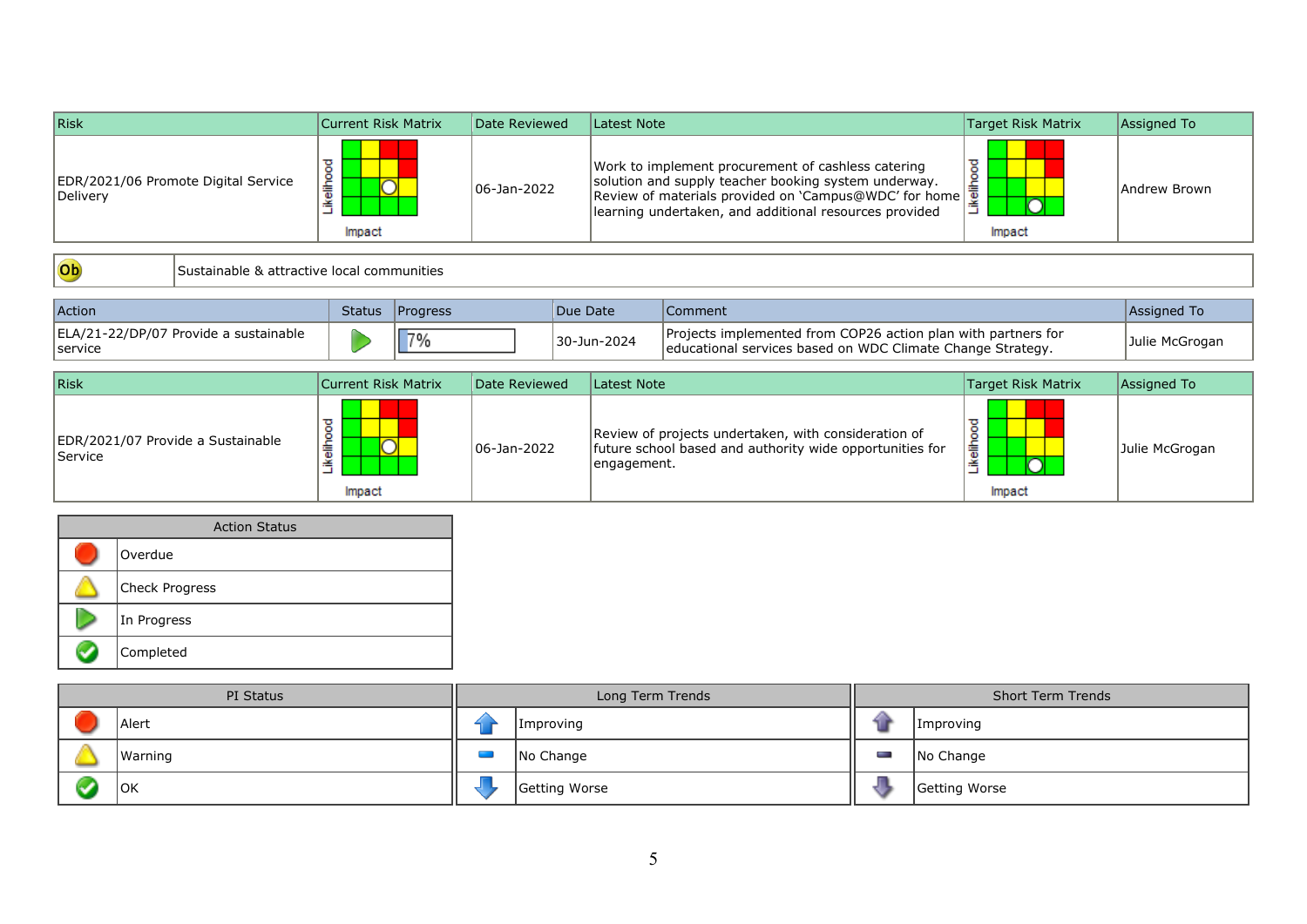| Risk | Current Risk Matrix | Date Reviewed | Latest Note | Target Risk Matrix | Assigned To |
|---|---|---|---|---|---|
| EDR/2021/06 Promote Digital Service Delivery | | 06-Jan-2022 | Work to implement procurement of cashless catering solution and supply teacher booking system underway. Review of materials provided on 'Campus@WDC' for home learning undertaken, and additional resources provided | | Andrew Brown |

| Ob | Sustainable & attractive local communities |
|---|---|

| Action | Status | Progress | Due Date | Comment | Assigned To |
|---|---|---|---|---|---|
| ELA/21-22/DP/07 Provide a sustainable service | In Progress | 7% | 30-Jun-2024 | Projects implemented from COP26 action plan with partners for educational services based on WDC Climate Change Strategy. | Julie McGrogan |

| Risk | Current Risk Matrix | Date Reviewed | Latest Note | Target Risk Matrix | Assigned To |
|---|---|---|---|---|---|
| EDR/2021/07 Provide a Sustainable Service | | 06-Jan-2022 | Review of projects undertaken, with consideration of future school based and authority wide opportunities for engagement. | | Julie McGrogan |

| Action Status | |
|---|---|
| | Overdue |
| | Check Progress |
| | In Progress |
| | Completed |

| PI Status | | Long Term Trends | | Short Term Trends | |
|---|---|---|---|---|---|
| | Alert | | Improving | | Improving |
| | Warning | | No Change | | No Change |
| | OK | | Getting Worse | | Getting Worse |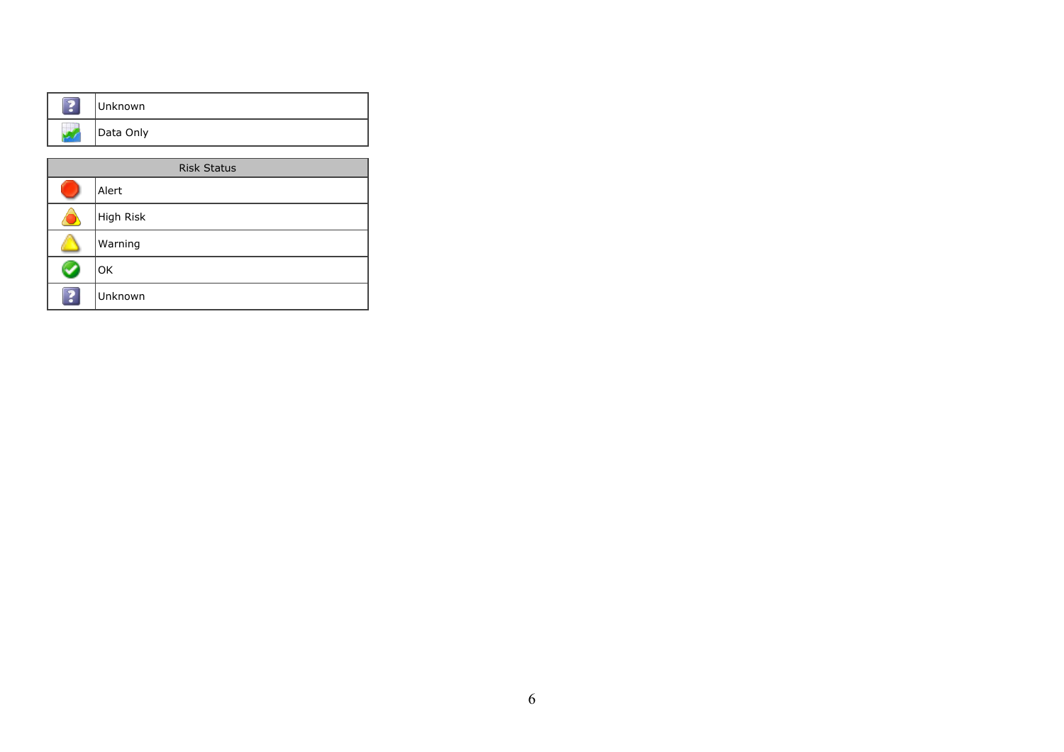| | |
|---|---|
| | Unknown |
| | Data Only |

| Risk Status | |
|---|---|
| | Alert |
| | High Risk |
| | Warning |
| | OK |
| | Unknown |